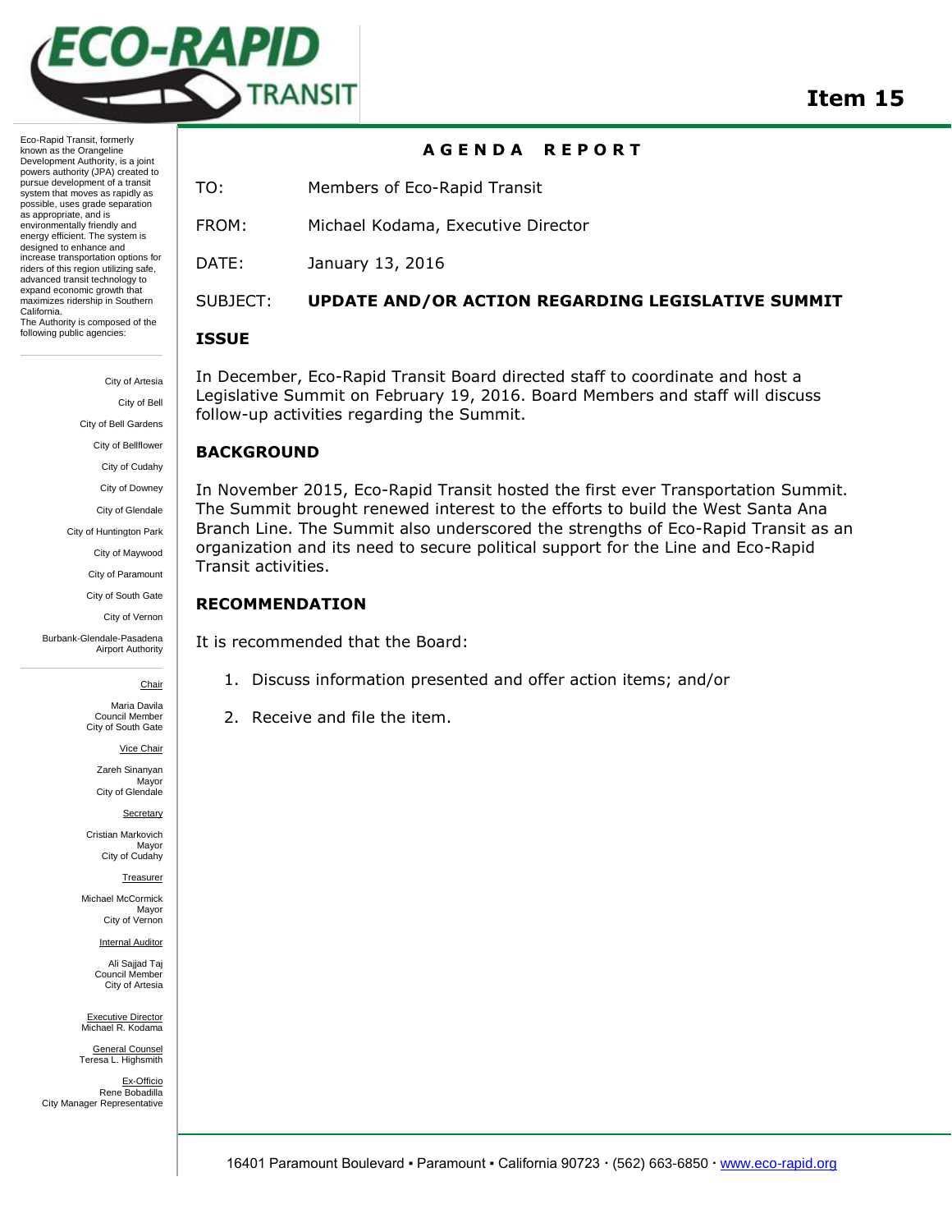# Item 15

Eco-Rapid Transit, formerly known as the Orangeline Development Authority, is a joint powers authority (JPA) created to pursue development of a transit system that moves as rapidly as possible, uses grade separation as appropriate, and is environmentally friendly and energy efficient. The system is designed to enhance and increase transportation options for riders of this region utilizing safe, advanced transit technology to expand economic growth that maximizes ridership in Southern California.
The Authority is composed of the following public agencies:

City of Artesia
City of Bell
City of Bell Gardens
City of Bellflower
City of Cudahy
City of Downey
City of Glendale
City of Huntington Park
City of Maywood
City of Paramount
City of South Gate
City of Vernon
Burbank-Glendale-Pasadena Airport Authority

Chair
Maria Davila
Council Member
City of South Gate

Vice Chair
Zareh Sinanyan
Mayor
City of Glendale

Secretary
Cristian Markovich
Mayor
City of Cudahy

Treasurer
Michael McCormick
Mayor
City of Vernon

Internal Auditor
Ali Sajjad Taj
Council Member
City of Artesia

Executive Director
Michael R. Kodama

General Counsel
Teresa L. Highsmith

Ex-Officio
Rene Bobadilla
City Manager Representative

## AGENDA REPORT

TO: Members of Eco-Rapid Transit

FROM: Michael Kodama, Executive Director

DATE: January 13, 2016

SUBJECT: **UPDATE AND/OR ACTION REGARDING LEGISLATIVE SUMMIT**

### ISSUE

In December, Eco-Rapid Transit Board directed staff to coordinate and host a Legislative Summit on February 19, 2016. Board Members and staff will discuss follow-up activities regarding the Summit.

### BACKGROUND

In November 2015, Eco-Rapid Transit hosted the first ever Transportation Summit. The Summit brought renewed interest to the efforts to build the West Santa Ana Branch Line. The Summit also underscored the strengths of Eco-Rapid Transit as an organization and its need to secure political support for the Line and Eco-Rapid Transit activities.

### RECOMMENDATION

It is recommended that the Board:

1. Discuss information presented and offer action items; and/or
2. Receive and file the item.

16401 Paramount Boulevard ▪ Paramount ▪ California 90723 · (562) 663-6850 · www.eco-rapid.org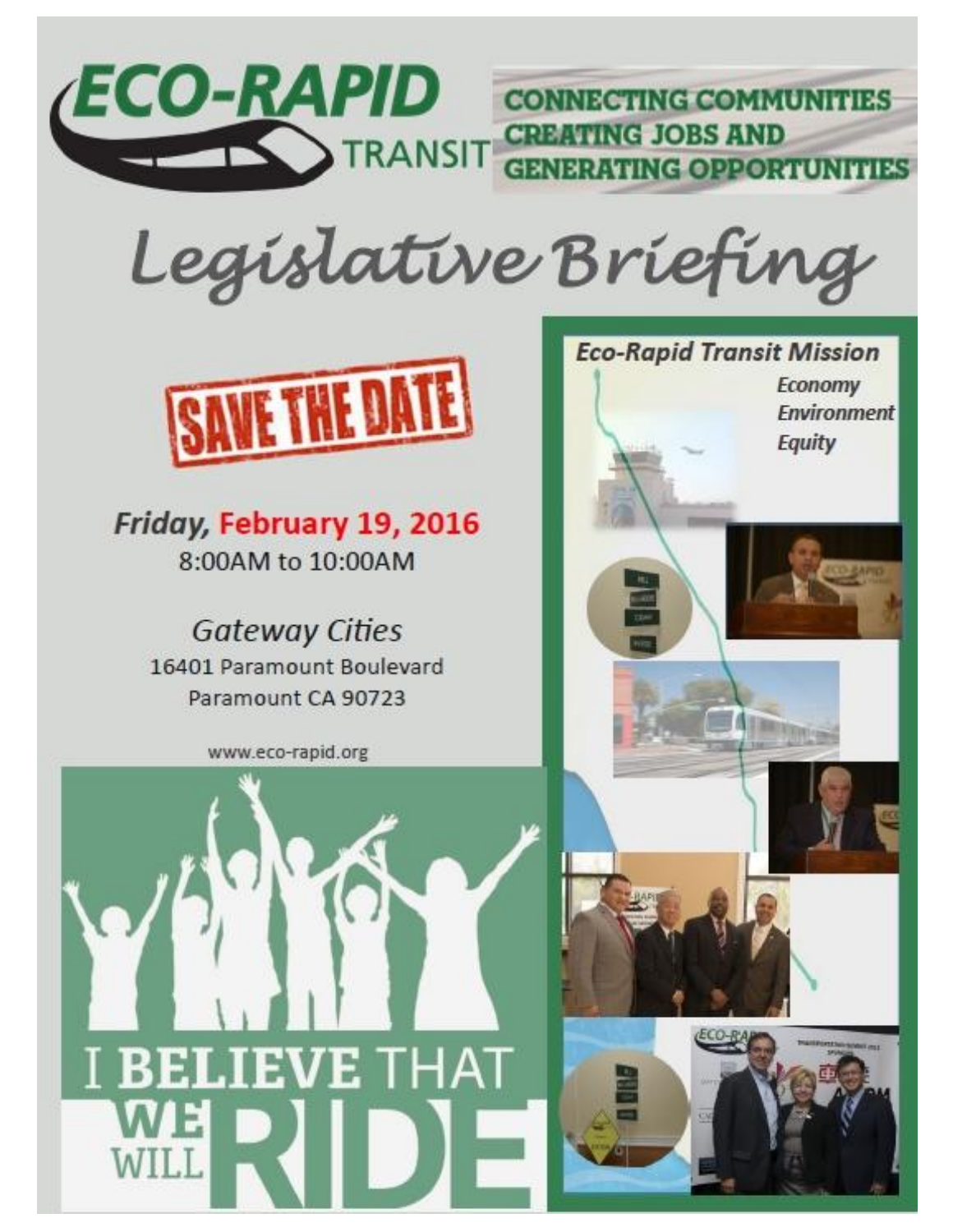# ECO-RAPID TRANSIT

**CONNECTING COMMUNITIES**
**CREATING JOBS AND**
**GENERATING OPPORTUNITIES**

# Legislative Briefing

**SAVE THE DATE**

***Friday,* February 19, 2016**
8:00AM to 10:00AM

*Gateway Cities*
16401 Paramount Boulevard
Paramount CA 90723

www.eco-rapid.org

***Eco-Rapid Transit Mission***

*Economy*
*Environment*
*Equity*

I BELIEVE THAT WE WILL RIDE